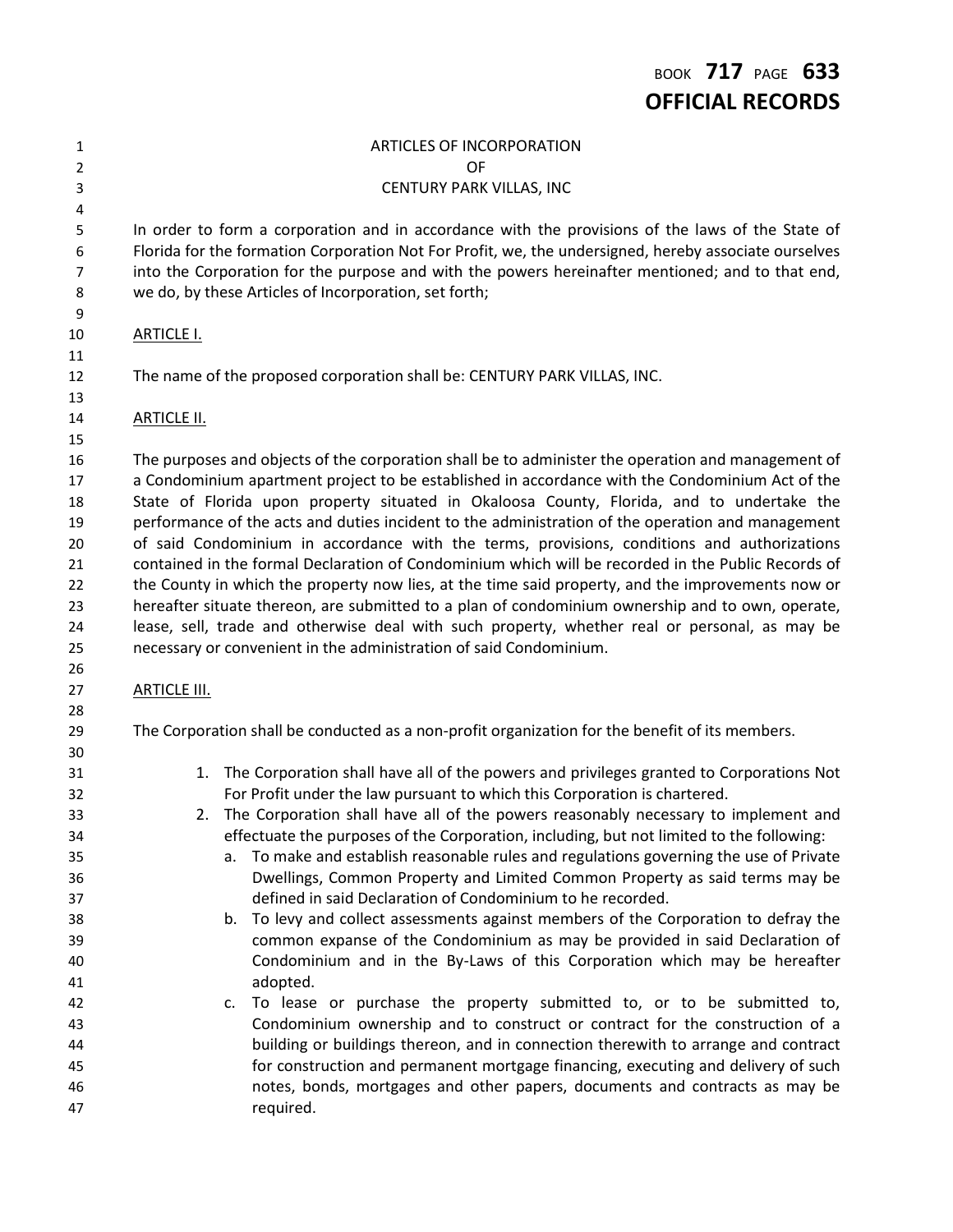# ARTICLES OF INCORPORATION
# OF
# CENTURY PARK VILLAS, INC

In order to form a corporation and in accordance with the provisions of the laws of the State of Florida for the formation Corporation Not For Profit, we, the undersigned, hereby associate ourselves into the Corporation for the purpose and with the powers hereinafter mentioned; and to that end, we do, by these Articles of Incorporation, set forth;

## ARTICLE I.

The name of the proposed corporation shall be: CENTURY PARK VILLAS, INC.

## ARTICLE II.

The purposes and objects of the corporation shall be to administer the operation and management of a Condominium apartment project to be established in accordance with the Condominium Act of the State of Florida upon property situated in Okaloosa County, Florida, and to undertake the performance of the acts and duties incident to the administration of the operation and management of said Condominium in accordance with the terms, provisions, conditions and authorizations contained in the formal Declaration of Condominium which will be recorded in the Public Records of the County in which the property now lies, at the time said property, and the improvements now or hereafter situate thereon, are submitted to a plan of condominium ownership and to own, operate, lease, sell, trade and otherwise deal with such property, whether real or personal, as may be necessary or convenient in the administration of said Condominium.

## ARTICLE III.

The Corporation shall be conducted as a non-profit organization for the benefit of its members.

1. The Corporation shall have all of the powers and privileges granted to Corporations Not For Profit under the law pursuant to which this Corporation is chartered.
2. The Corporation shall have all of the powers reasonably necessary to implement and effectuate the purposes of the Corporation, including, but not limited to the following:
   a. To make and establish reasonable rules and regulations governing the use of Private Dwellings, Common Property and Limited Common Property as said terms may be defined in said Declaration of Condominium to he recorded.
   b. To levy and collect assessments against members of the Corporation to defray the common expanse of the Condominium as may be provided in said Declaration of Condominium and in the By-Laws of this Corporation which may be hereafter adopted.
   c. To lease or purchase the property submitted to, or to be submitted to, Condominium ownership and to construct or contract for the construction of a building or buildings thereon, and in connection therewith to arrange and contract for construction and permanent mortgage financing, executing and delivery of such notes, bonds, mortgages and other papers, documents and contracts as may be required.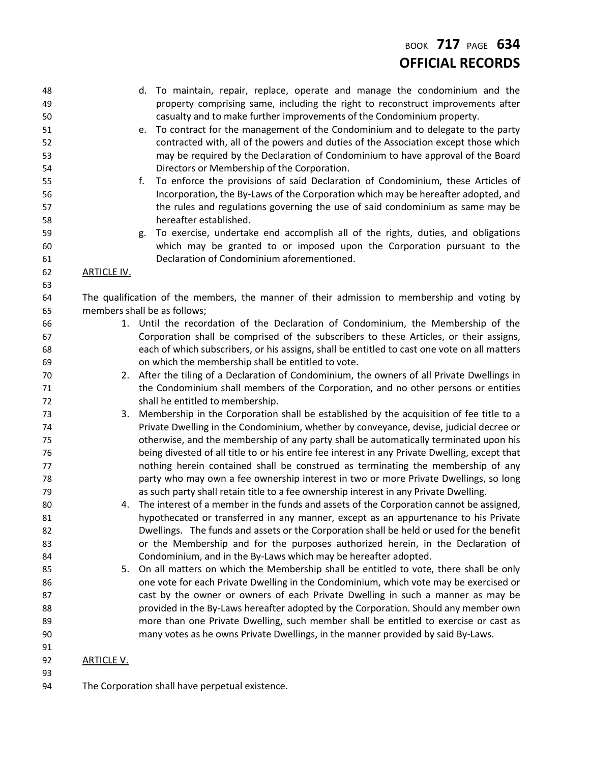d. To maintain, repair, replace, operate and manage the condominium and the property comprising same, including the right to reconstruct improvements after casualty and to make further improvements of the Condominium property.

e. To contract for the management of the Condominium and to delegate to the party contracted with, all of the powers and duties of the Association except those which may be required by the Declaration of Condominium to have approval of the Board Directors or Membership of the Corporation.

f. To enforce the provisions of said Declaration of Condominium, these Articles of Incorporation, the By-Laws of the Corporation which may be hereafter adopted, and the rules and regulations governing the use of said condominium as same may be hereafter established.

g. To exercise, undertake end accomplish all of the rights, duties, and obligations which may be granted to or imposed upon the Corporation pursuant to the Declaration of Condominium aforementioned.

ARTICLE IV.

The qualification of the members, the manner of their admission to membership and voting by members shall be as follows;

1. Until the recordation of the Declaration of Condominium, the Membership of the Corporation shall be comprised of the subscribers to these Articles, or their assigns, each of which subscribers, or his assigns, shall be entitled to cast one vote on all matters on which the membership shall be entitled to vote.
2. After the tiling of a Declaration of Condominium, the owners of all Private Dwellings in the Condominium shall members of the Corporation, and no other persons or entities shall he entitled to membership.
3. Membership in the Corporation shall be established by the acquisition of fee title to a Private Dwelling in the Condominium, whether by conveyance, devise, judicial decree or otherwise, and the membership of any party shall be automatically terminated upon his being divested of all title to or his entire fee interest in any Private Dwelling, except that nothing herein contained shall be construed as terminating the membership of any party who may own a fee ownership interest in two or more Private Dwellings, so long as such party shall retain title to a fee ownership interest in any Private Dwelling.
4. The interest of a member in the funds and assets of the Corporation cannot be assigned, hypothecated or transferred in any manner, except as an appurtenance to his Private Dwellings. The funds and assets or the Corporation shall be held or used for the benefit or the Membership and for the purposes authorized herein, in the Declaration of Condominium, and in the By-Laws which may be hereafter adopted.
5. On all matters on which the Membership shall be entitled to vote, there shall be only one vote for each Private Dwelling in the Condominium, which vote may be exercised or cast by the owner or owners of each Private Dwelling in such a manner as may be provided in the By-Laws hereafter adopted by the Corporation. Should any member own more than one Private Dwelling, such member shall be entitled to exercise or cast as many votes as he owns Private Dwellings, in the manner provided by said By-Laws.

ARTICLE V.

The Corporation shall have perpetual existence.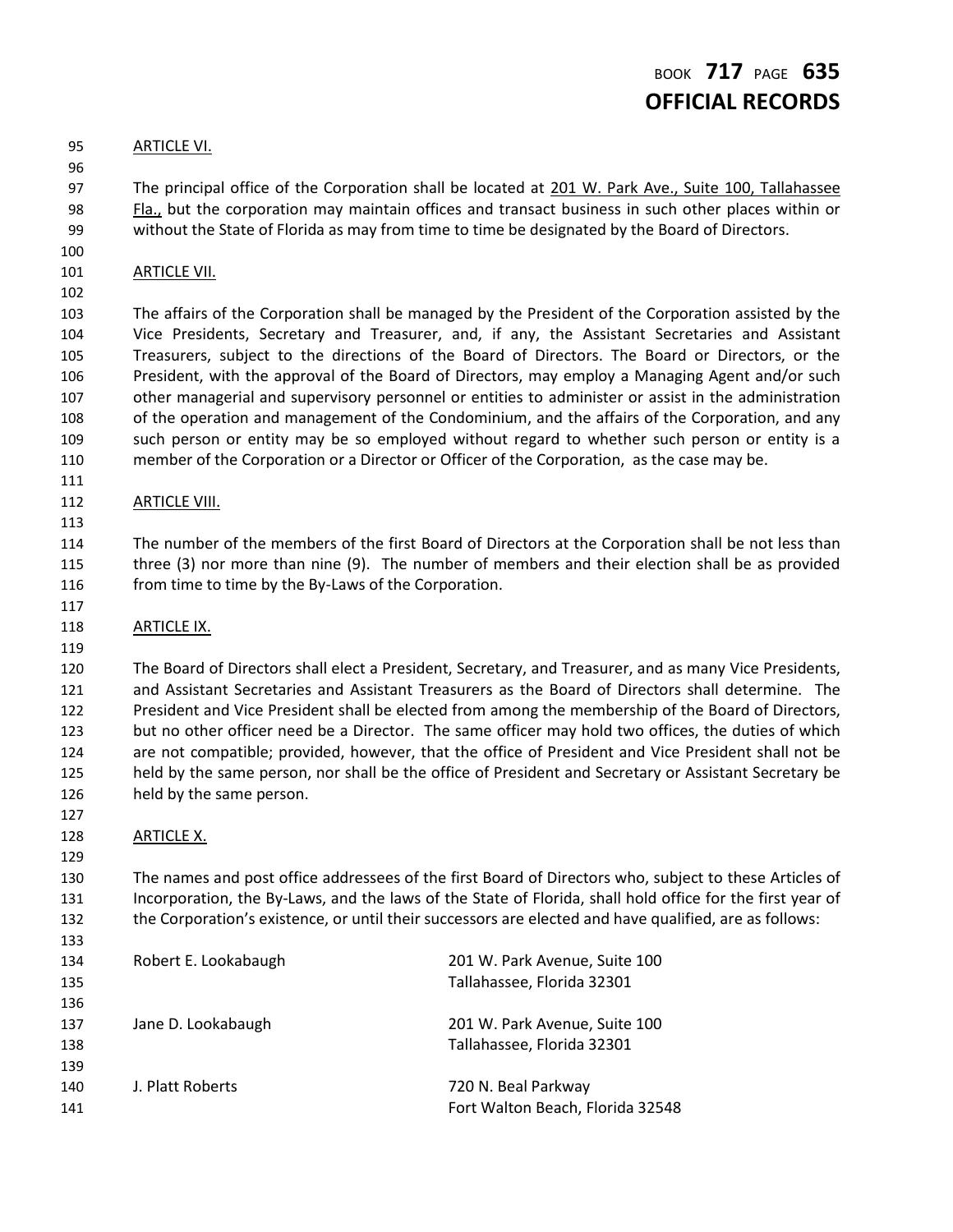## ARTICLE VI.

The principal office of the Corporation shall be located at 201 W. Park Ave., Suite 100, Tallahassee Fla., but the corporation may maintain offices and transact business in such other places within or without the State of Florida as may from time to time be designated by the Board of Directors.

## ARTICLE VII.

The affairs of the Corporation shall be managed by the President of the Corporation assisted by the Vice Presidents, Secretary and Treasurer, and, if any, the Assistant Secretaries and Assistant Treasurers, subject to the directions of the Board of Directors. The Board or Directors, or the President, with the approval of the Board of Directors, may employ a Managing Agent and/or such other managerial and supervisory personnel or entities to administer or assist in the administration of the operation and management of the Condominium, and the affairs of the Corporation, and any such person or entity may be so employed without regard to whether such person or entity is a member of the Corporation or a Director or Officer of the Corporation, as the case may be.

## ARTICLE VIII.

The number of the members of the first Board of Directors at the Corporation shall be not less than three (3) nor more than nine (9). The number of members and their election shall be as provided from time to time by the By-Laws of the Corporation.

## ARTICLE IX.

The Board of Directors shall elect a President, Secretary, and Treasurer, and as many Vice Presidents, and Assistant Secretaries and Assistant Treasurers as the Board of Directors shall determine. The President and Vice President shall be elected from among the membership of the Board of Directors, but no other officer need be a Director. The same officer may hold two offices, the duties of which are not compatible; provided, however, that the office of President and Vice President shall not be held by the same person, nor shall be the office of President and Secretary or Assistant Secretary be held by the same person.

## ARTICLE X.

The names and post office addressees of the first Board of Directors who, subject to these Articles of Incorporation, the By-Laws, and the laws of the State of Florida, shall hold office for the first year of the Corporation's existence, or until their successors are elected and have qualified, are as follows:

Robert E. Lookabaugh
201 W. Park Avenue, Suite 100
Tallahassee, Florida 32301

Jane D. Lookabaugh
201 W. Park Avenue, Suite 100
Tallahassee, Florida 32301

J. Platt Roberts
720 N. Beal Parkway
Fort Walton Beach, Florida 32548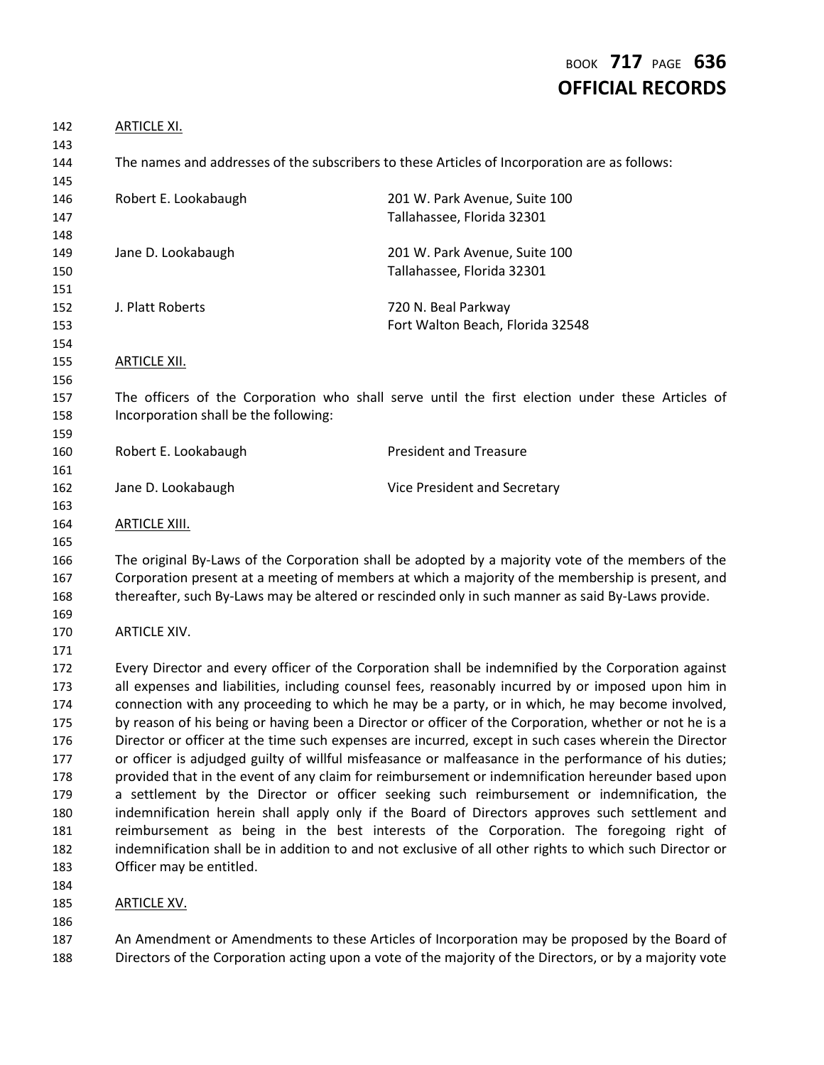ARTICLE XI.

The names and addresses of the subscribers to these Articles of Incorporation are as follows:

| | |
|---|---|
| Robert E. Lookabaugh | 201 W. Park Avenue, Suite 100<br>Tallahassee, Florida 32301 |
| Jane D. Lookabaugh | 201 W. Park Avenue, Suite 100<br>Tallahassee, Florida 32301 |
| J. Platt Roberts | 720 N. Beal Parkway<br>Fort Walton Beach, Florida 32548 |

ARTICLE XII.

The officers of the Corporation who shall serve until the first election under these Articles of Incorporation shall be the following:

| | |
|---|---|
| Robert E. Lookabaugh | President and Treasure |
| Jane D. Lookabaugh | Vice President and Secretary |

ARTICLE XIII.

The original By-Laws of the Corporation shall be adopted by a majority vote of the members of the Corporation present at a meeting of members at which a majority of the membership is present, and thereafter, such By-Laws may be altered or rescinded only in such manner as said By-Laws provide.

ARTICLE XIV.

Every Director and every officer of the Corporation shall be indemnified by the Corporation against all expenses and liabilities, including counsel fees, reasonably incurred by or imposed upon him in connection with any proceeding to which he may be a party, or in which, he may become involved, by reason of his being or having been a Director or officer of the Corporation, whether or not he is a Director or officer at the time such expenses are incurred, except in such cases wherein the Director or officer is adjudged guilty of willful misfeasance or malfeasance in the performance of his duties; provided that in the event of any claim for reimbursement or indemnification hereunder based upon a settlement by the Director or officer seeking such reimbursement or indemnification, the indemnification herein shall apply only if the Board of Directors approves such settlement and reimbursement as being in the best interests of the Corporation. The foregoing right of indemnification shall be in addition to and not exclusive of all other rights to which such Director or Officer may be entitled.

ARTICLE XV.

An Amendment or Amendments to these Articles of Incorporation may be proposed by the Board of Directors of the Corporation acting upon a vote of the majority of the Directors, or by a majority vote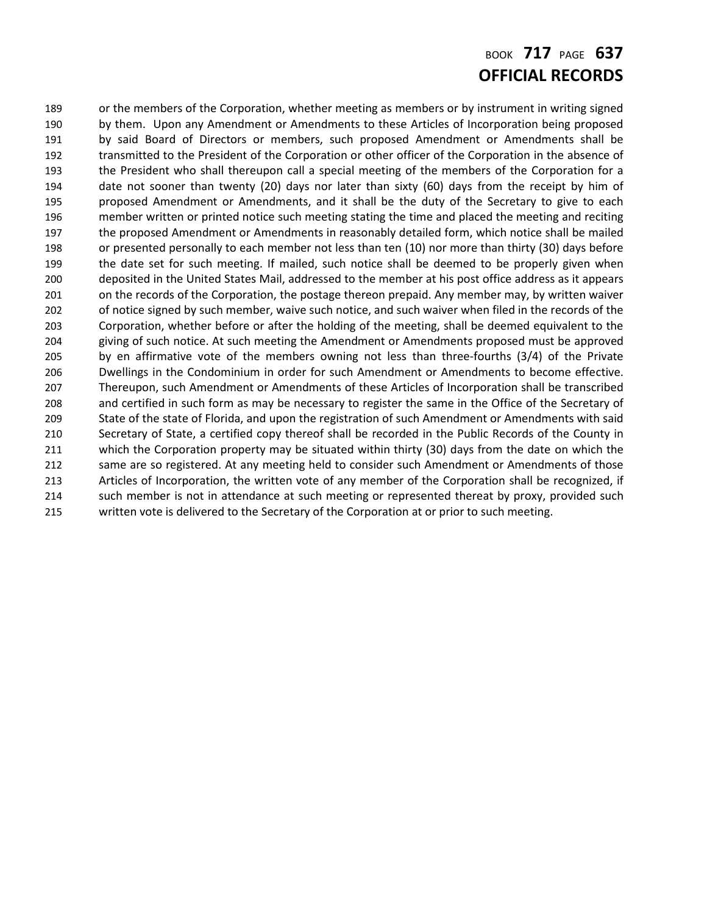or the members of the Corporation, whether meeting as members or by instrument in writing signed by them. Upon any Amendment or Amendments to these Articles of Incorporation being proposed by said Board of Directors or members, such proposed Amendment or Amendments shall be transmitted to the President of the Corporation or other officer of the Corporation in the absence of the President who shall thereupon call a special meeting of the members of the Corporation for a date not sooner than twenty (20) days nor later than sixty (60) days from the receipt by him of proposed Amendment or Amendments, and it shall be the duty of the Secretary to give to each member written or printed notice such meeting stating the time and placed the meeting and reciting the proposed Amendment or Amendments in reasonably detailed form, which notice shall be mailed or presented personally to each member not less than ten (10) nor more than thirty (30) days before the date set for such meeting. If mailed, such notice shall be deemed to be properly given when deposited in the United States Mail, addressed to the member at his post office address as it appears on the records of the Corporation, the postage thereon prepaid. Any member may, by written waiver of notice signed by such member, waive such notice, and such waiver when filed in the records of the Corporation, whether before or after the holding of the meeting, shall be deemed equivalent to the giving of such notice. At such meeting the Amendment or Amendments proposed must be approved by en affirmative vote of the members owning not less than three-fourths (3/4) of the Private Dwellings in the Condominium in order for such Amendment or Amendments to become effective. Thereupon, such Amendment or Amendments of these Articles of Incorporation shall be transcribed and certified in such form as may be necessary to register the same in the Office of the Secretary of State of the state of Florida, and upon the registration of such Amendment or Amendments with said Secretary of State, a certified copy thereof shall be recorded in the Public Records of the County in which the Corporation property may be situated within thirty (30) days from the date on which the same are so registered. At any meeting held to consider such Amendment or Amendments of those Articles of Incorporation, the written vote of any member of the Corporation shall be recognized, if such member is not in attendance at such meeting or represented thereat by proxy, provided such written vote is delivered to the Secretary of the Corporation at or prior to such meeting.